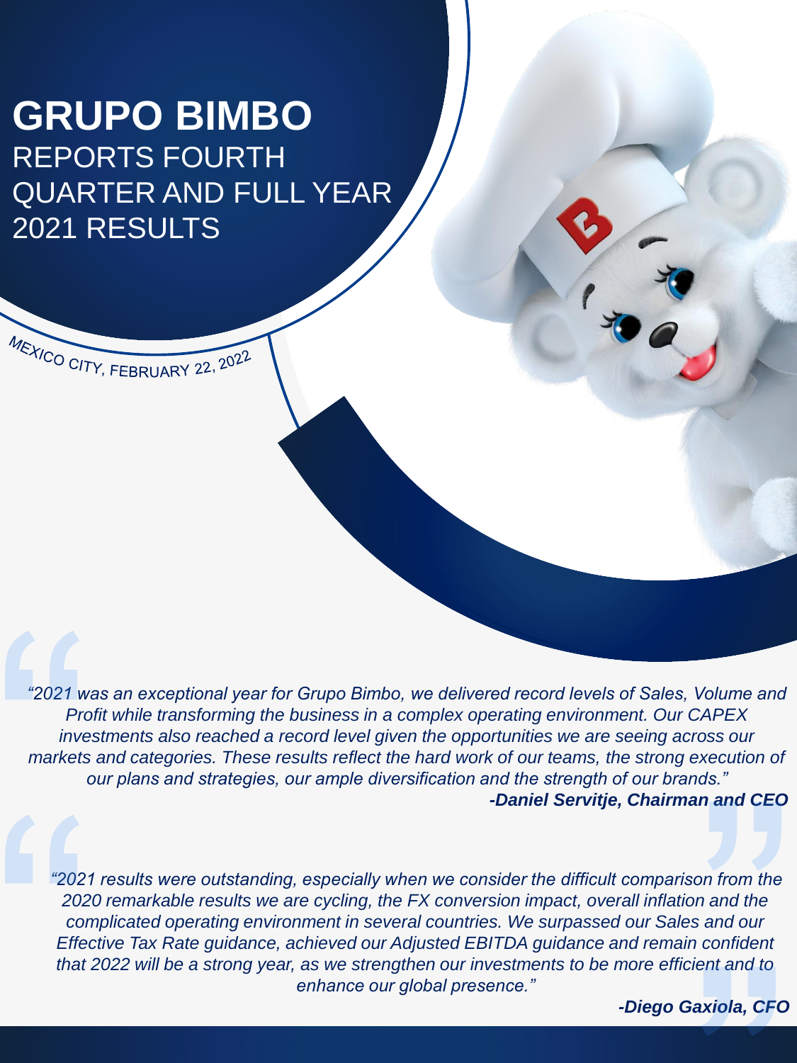# GRUPO BIMBO

## REPORTS FOURTH QUARTER AND FULL YEAR 2021 RESULTS

MEXICO CITY, FEBRUARY 22, 2022

*"2021 was an exceptional year for Grupo Bimbo, we delivered record levels of Sales, Volume and Profit while transforming the business in a complex operating environment. Our CAPEX investments also reached a record level given the opportunities we are seeing across our markets and categories. These results reflect the hard work of our teams, the strong execution of our plans and strategies, our ample diversification and the strength of our brands."*

***-Daniel Servitje, Chairman and CEO***

*"2021 results were outstanding, especially when we consider the difficult comparison from the 2020 remarkable results we are cycling, the FX conversion impact, overall inflation and the complicated operating environment in several countries. We surpassed our Sales and our Effective Tax Rate guidance, achieved our Adjusted EBITDA guidance and remain confident that 2022 will be a strong year, as we strengthen our investments to be more efficient and to enhance our global presence."*

***-Diego Gaxiola, CFO***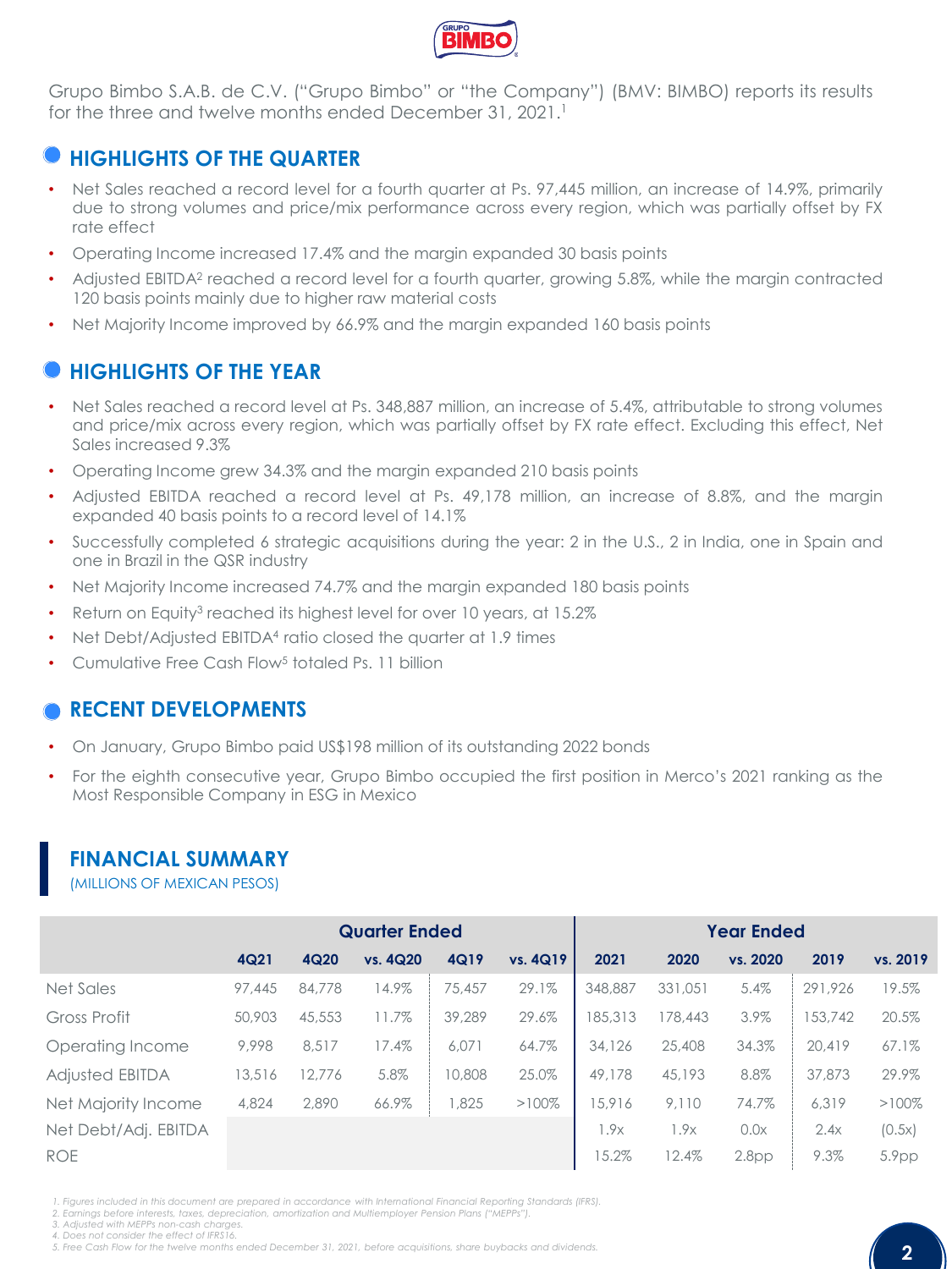Grupo Bimbo S.A.B. de C.V. ("Grupo Bimbo" or "the Company") (BMV: BIMBO) reports its results for the three and twelve months ended December 31, 2021.[1]

## HIGHLIGHTS OF THE QUARTER

- Net Sales reached a record level for a fourth quarter at Ps. 97,445 million, an increase of 14.9%, primarily due to strong volumes and price/mix performance across every region, which was partially offset by FX rate effect
- Operating Income increased 17.4% and the margin expanded 30 basis points
- Adjusted EBITDA[2] reached a record level for a fourth quarter, growing 5.8%, while the margin contracted 120 basis points mainly due to higher raw material costs
- Net Majority Income improved by 66.9% and the margin expanded 160 basis points

## HIGHLIGHTS OF THE YEAR

- Net Sales reached a record level at Ps. 348,887 million, an increase of 5.4%, attributable to strong volumes and price/mix across every region, which was partially offset by FX rate effect. Excluding this effect, Net Sales increased 9.3%
- Operating Income grew 34.3% and the margin expanded 210 basis points
- Adjusted EBITDA reached a record level at Ps. 49,178 million, an increase of 8.8%, and the margin expanded 40 basis points to a record level of 14.1%
- Successfully completed 6 strategic acquisitions during the year: 2 in the U.S., 2 in India, one in Spain and one in Brazil in the QSR industry
- Net Majority Income increased 74.7% and the margin expanded 180 basis points
- Return on Equity[3] reached its highest level for over 10 years, at 15.2%
- Net Debt/Adjusted EBITDA[4] ratio closed the quarter at 1.9 times
- Cumulative Free Cash Flow[5] totaled Ps. 11 billion

## RECENT DEVELOPMENTS

- On January, Grupo Bimbo paid US$198 million of its outstanding 2022 bonds
- For the eighth consecutive year, Grupo Bimbo occupied the first position in Merco's 2021 ranking as the Most Responsible Company in ESG in Mexico

## FINANCIAL SUMMARY

(MILLIONS OF MEXICAN PESOS)

| | Quarter Ended | | | | | Year Ended | | | | |
|---|---|---|---|---|---|---|---|---|---|---|
| | 4Q21 | 4Q20 | vs. 4Q20 | 4Q19 | vs. 4Q19 | 2021 | 2020 | vs. 2020 | 2019 | vs. 2019 |
| Net Sales | 97,445 | 84,778 | 14.9% | 75,457 | 29.1% | 348,887 | 331,051 | 5.4% | 291,926 | 19.5% |
| Gross Profit | 50,903 | 45,553 | 11.7% | 39,289 | 29.6% | 185,313 | 178,443 | 3.9% | 153,742 | 20.5% |
| Operating Income | 9,998 | 8,517 | 17.4% | 6,071 | 64.7% | 34,126 | 25,408 | 34.3% | 20,419 | 67.1% |
| Adjusted EBITDA | 13,516 | 12,776 | 5.8% | 10,808 | 25.0% | 49,178 | 45,193 | 8.8% | 37,873 | 29.9% |
| Net Majority Income | 4,824 | 2,890 | 66.9% | 1,825 | >100% | 15,916 | 9,110 | 74.7% | 6,319 | >100% |
| Net Debt/Adj. EBITDA | | | | | | 1.9x | 1.9x | 0.0x | 2.4x | (0.5x) |
| ROE | | | | | | 15.2% | 12.4% | 2.8pp | 9.3% | 5.9pp |

*1. Figures included in this document are prepared in accordance with International Financial Reporting Standards (IFRS).*
*2. Earnings before interests, taxes, depreciation, amortization and Multiemployer Pension Plans ("MEPPs").*
*3. Adjusted with MEPPs non-cash charges.*
*4. Does not consider the effect of IFRS16.*
*5. Free Cash Flow for the twelve months ended December 31, 2021, before acquisitions, share buybacks and dividends.*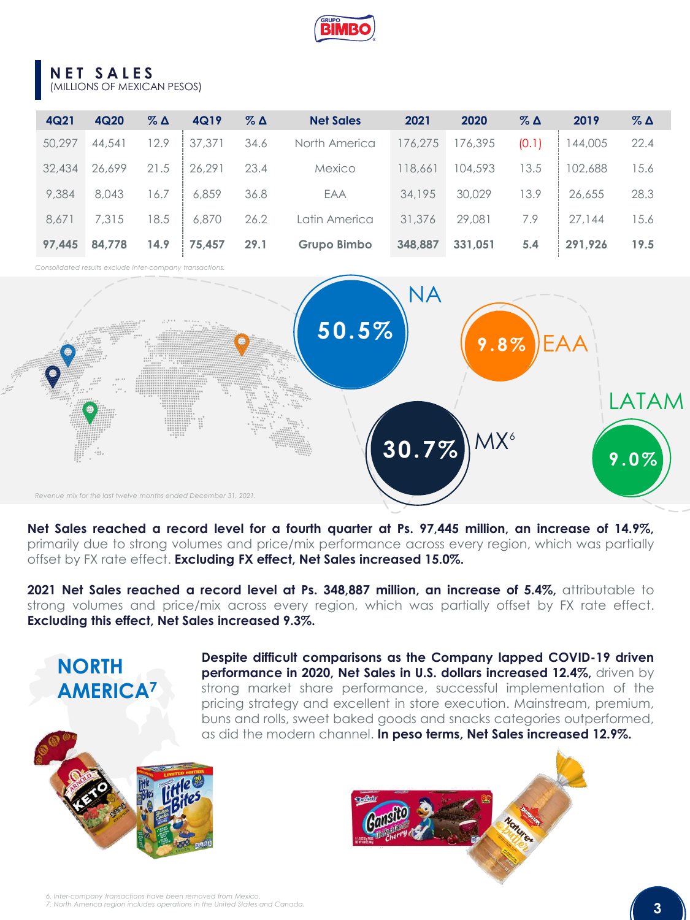## NET SALES
(MILLIONS OF MEXICAN PESOS)

| 4Q21 | 4Q20 | % Δ | 4Q19 | % Δ | Net Sales | 2021 | 2020 | % Δ | 2019 | % Δ |
|---|---|---|---|---|---|---|---|---|---|---|
| 50,297 | 44,541 | 12.9 | 37,371 | 34.6 | North America | 176,275 | 176,395 | (0.1) | 144,005 | 22.4 |
| 32,434 | 26,699 | 21.5 | 26,291 | 23.4 | Mexico | 118,661 | 104,593 | 13.5 | 102,688 | 15.6 |
| 9,384 | 8,043 | 16.7 | 6,859 | 36.8 | EAA | 34,195 | 30,029 | 13.9 | 26,655 | 28.3 |
| 8,671 | 7,315 | 18.5 | 6,870 | 26.2 | Latin America | 31,376 | 29,081 | 7.9 | 27,144 | 15.6 |
| **97,445** | **84,778** | **14.9** | **75,457** | **29.1** | **Grupo Bimbo** | **348,887** | **331,051** | **5.4** | **291,926** | **19.5** |

*Consolidated results exclude inter-company transactions.*

NA 50.5%

EAA 9.8%

MX[6] 30.7%

LATAM 9.0%

*Revenue mix for the last twelve months ended December 31, 2021.*

**Net Sales reached a record level for a fourth quarter at Ps. 97,445 million, an increase of 14.9%,** primarily due to strong volumes and price/mix performance across every region, which was partially offset by FX rate effect. **Excluding FX effect, Net Sales increased 15.0%.**

**2021 Net Sales reached a record level at Ps. 348,887 million, an increase of 5.4%,** attributable to strong volumes and price/mix across every region, which was partially offset by FX rate effect. **Excluding this effect, Net Sales increased 9.3%.**

## NORTH AMERICA[7]

**Despite difficult comparisons as the Company lapped COVID-19 driven performance in 2020, Net Sales in U.S. dollars increased 12.4%,** driven by strong market share performance, successful implementation of the pricing strategy and excellent in store execution. Mainstream, premium, buns and rolls, sweet baked goods and snacks categories outperformed, as did the modern channel. **In peso terms, Net Sales increased 12.9%.**

*6. Inter-company transactions have been removed from Mexico.*
*7. North America region includes operations in the United States and Canada.*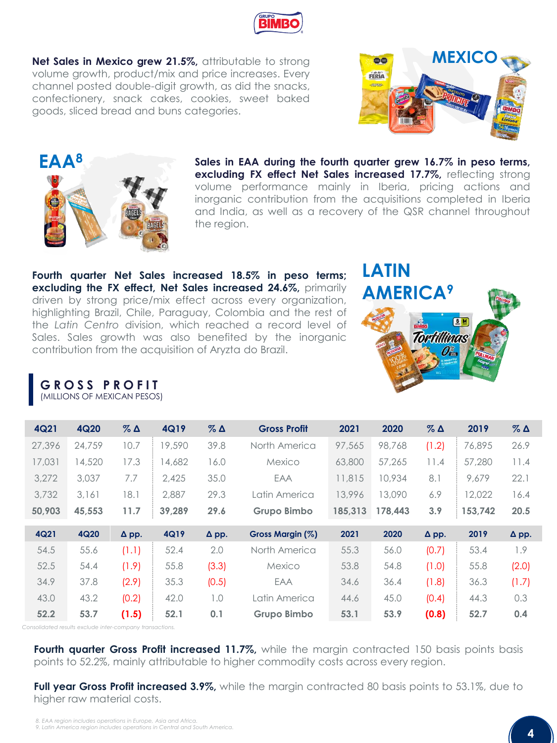Net Sales in Mexico grew 21.5%, attributable to strong volume growth, product/mix and price increases. Every channel posted double-digit growth, as did the snacks, confectionery, snack cakes, cookies, sweet baked goods, sliced bread and buns categories.

## MEXICO

## EAA[8]

**Sales in EAA during the fourth quarter grew 16.7% in peso terms, excluding FX effect Net Sales increased 17.7%,** reflecting strong volume performance mainly in Iberia, pricing actions and inorganic contribution from the acquisitions completed in Iberia and India, as well as a recovery of the QSR channel throughout the region.

## LATIN AMERICA[9]

**Fourth quarter Net Sales increased 18.5% in peso terms; excluding the FX effect, Net Sales increased 24.6%,** primarily driven by strong price/mix effect across every organization, highlighting Brazil, Chile, Paraguay, Colombia and the rest of the *Latin Centro* division, which reached a record level of Sales. Sales growth was also benefited by the inorganic contribution from the acquisition of Aryzta do Brazil.

## GROSS PROFIT

(MILLIONS OF MEXICAN PESOS)

| 4Q21 | 4Q20 | % Δ | 4Q19 | % Δ | Gross Profit | 2021 | 2020 | % Δ | 2019 | % Δ |
|---|---|---|---|---|---|---|---|---|---|---|
| 27,396 | 24,759 | 10.7 | 19,590 | 39.8 | North America | 97,565 | 98,768 | (1.2) | 76,895 | 26.9 |
| 17,031 | 14,520 | 17.3 | 14,682 | 16.0 | Mexico | 63,800 | 57,265 | 11.4 | 57,280 | 11.4 |
| 3,272 | 3,037 | 7.7 | 2,425 | 35.0 | EAA | 11,815 | 10,934 | 8.1 | 9,679 | 22.1 |
| 3,732 | 3,161 | 18.1 | 2,887 | 29.3 | Latin America | 13,996 | 13,090 | 6.9 | 12,022 | 16.4 |
| **50,903** | **45,553** | **11.7** | **39,289** | **29.6** | **Grupo Bimbo** | **185,313** | **178,443** | **3.9** | **153,742** | **20.5** |

| 4Q21 | 4Q20 | Δ pp. | 4Q19 | Δ pp. | Gross Margin (%) | 2021 | 2020 | Δ pp. | 2019 | Δ pp. |
|---|---|---|---|---|---|---|---|---|---|---|
| 54.5 | 55.6 | (1.1) | 52.4 | 2.0 | North America | 55.3 | 56.0 | (0.7) | 53.4 | 1.9 |
| 52.5 | 54.4 | (1.9) | 55.8 | (3.3) | Mexico | 53.8 | 54.8 | (1.0) | 55.8 | (2.0) |
| 34.9 | 37.8 | (2.9) | 35.3 | (0.5) | EAA | 34.6 | 36.4 | (1.8) | 36.3 | (1.7) |
| 43.0 | 43.2 | (0.2) | 42.0 | 1.0 | Latin America | 44.6 | 45.0 | (0.4) | 44.3 | 0.3 |
| **52.2** | **53.7** | **(1.5)** | **52.1** | **0.1** | **Grupo Bimbo** | **53.1** | **53.9** | **(0.8)** | **52.7** | **0.4** |

*Consolidated results exclude inter-company transactions.*

**Fourth quarter Gross Profit increased 11.7%,** while the margin contracted 150 basis points basis points to 52.2%, mainly attributable to higher commodity costs across every region.

**Full year Gross Profit increased 3.9%,** while the margin contracted 80 basis points to 53.1%, due to higher raw material costs.

*8. EAA region includes operations in Europe, Asia and Africa.*
*9. Latin America region includes operations in Central and South America.*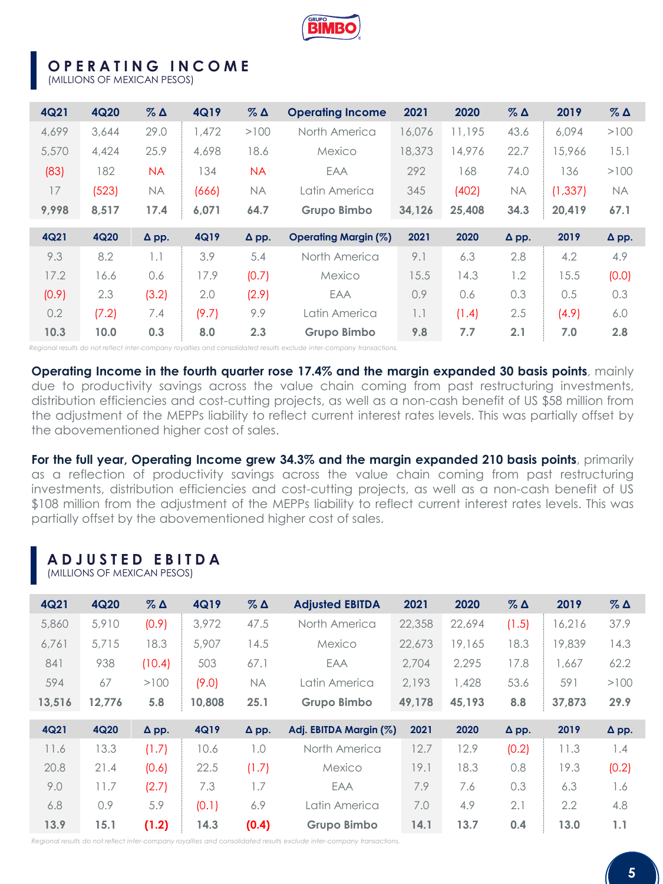## OPERATING INCOME

(MILLIONS OF MEXICAN PESOS)

| 4Q21 | 4Q20 | % Δ | 4Q19 | % Δ | Operating Income | 2021 | 2020 | % Δ | 2019 | % Δ |
|---|---|---|---|---|---|---|---|---|---|---|
| 4,699 | 3,644 | 29.0 | 1,472 | >100 | North America | 16,076 | 11,195 | 43.6 | 6,094 | >100 |
| 5,570 | 4,424 | 25.9 | 4,698 | 18.6 | Mexico | 18,373 | 14,976 | 22.7 | 15,966 | 15.1 |
| (83) | 182 | NA | 134 | NA | EAA | 292 | 168 | 74.0 | 136 | >100 |
| 17 | (523) | NA | (666) | NA | Latin America | 345 | (402) | NA | (1,337) | NA |
| **9,998** | **8,517** | **17.4** | **6,071** | **64.7** | **Grupo Bimbo** | **34,126** | **25,408** | **34.3** | **20,419** | **67.1** |

| 4Q21 | 4Q20 | Δ pp. | 4Q19 | Δ pp. | Operating Margin (%) | 2021 | 2020 | Δ pp. | 2019 | Δ pp. |
|---|---|---|---|---|---|---|---|---|---|---|
| 9.3 | 8.2 | 1.1 | 3.9 | 5.4 | North America | 9.1 | 6.3 | 2.8 | 4.2 | 4.9 |
| 17.2 | 16.6 | 0.6 | 17.9 | (0.7) | Mexico | 15.5 | 14.3 | 1.2 | 15.5 | (0.0) |
| (0.9) | 2.3 | (3.2) | 2.0 | (2.9) | EAA | 0.9 | 0.6 | 0.3 | 0.5 | 0.3 |
| 0.2 | (7.2) | 7.4 | (9.7) | 9.9 | Latin America | 1.1 | (1.4) | 2.5 | (4.9) | 6.0 |
| **10.3** | **10.0** | **0.3** | **8.0** | **2.3** | **Grupo Bimbo** | **9.8** | **7.7** | **2.1** | **7.0** | **2.8** |

*Regional results do not reflect inter-company royalties and consolidated results exclude inter-company transactions.*

**Operating Income in the fourth quarter rose 17.4% and the margin expanded 30 basis points**, mainly due to productivity savings across the value chain coming from past restructuring investments, distribution efficiencies and cost-cutting projects, as well as a non-cash benefit of US $58 million from the adjustment of the MEPPs liability to reflect current interest rates levels. This was partially offset by the abovementioned higher cost of sales.

**For the full year, Operating Income grew 34.3% and the margin expanded 210 basis points**, primarily as a reflection of productivity savings across the value chain coming from past restructuring investments, distribution efficiencies and cost-cutting projects, as well as a non-cash benefit of US $108 million from the adjustment of the MEPPs liability to reflect current interest rates levels. This was partially offset by the abovementioned higher cost of sales.

## ADJUSTED EBITDA

(MILLIONS OF MEXICAN PESOS)

| 4Q21 | 4Q20 | % Δ | 4Q19 | % Δ | Adjusted EBITDA | 2021 | 2020 | % Δ | 2019 | % Δ |
|---|---|---|---|---|---|---|---|---|---|---|
| 5,860 | 5,910 | (0.9) | 3,972 | 47.5 | North America | 22,358 | 22,694 | (1.5) | 16,216 | 37.9 |
| 6,761 | 5,715 | 18.3 | 5,907 | 14.5 | Mexico | 22,673 | 19,165 | 18.3 | 19,839 | 14.3 |
| 841 | 938 | (10.4) | 503 | 67.1 | EAA | 2,704 | 2,295 | 17.8 | 1,667 | 62.2 |
| 594 | 67 | >100 | (9.0) | NA | Latin America | 2,193 | 1,428 | 53.6 | 591 | >100 |
| **13,516** | **12,776** | **5.8** | **10,808** | **25.1** | **Grupo Bimbo** | **49,178** | **45,193** | **8.8** | **37,873** | **29.9** |

| 4Q21 | 4Q20 | Δ pp. | 4Q19 | Δ pp. | Adj. EBITDA Margin (%) | 2021 | 2020 | Δ pp. | 2019 | Δ pp. |
|---|---|---|---|---|---|---|---|---|---|---|
| 11.6 | 13.3 | (1.7) | 10.6 | 1.0 | North America | 12.7 | 12.9 | (0.2) | 11.3 | 1.4 |
| 20.8 | 21.4 | (0.6) | 22.5 | (1.7) | Mexico | 19.1 | 18.3 | 0.8 | 19.3 | (0.2) |
| 9.0 | 11.7 | (2.7) | 7.3 | 1.7 | EAA | 7.9 | 7.6 | 0.3 | 6.3 | 1.6 |
| 6.8 | 0.9 | 5.9 | (0.1) | 6.9 | Latin America | 7.0 | 4.9 | 2.1 | 2.2 | 4.8 |
| **13.9** | **15.1** | **(1.2)** | **14.3** | **(0.4)** | **Grupo Bimbo** | **14.1** | **13.7** | **0.4** | **13.0** | **1.1** |

*Regional results do not reflect inter-company royalties and consolidated results exclude inter-company transactions.*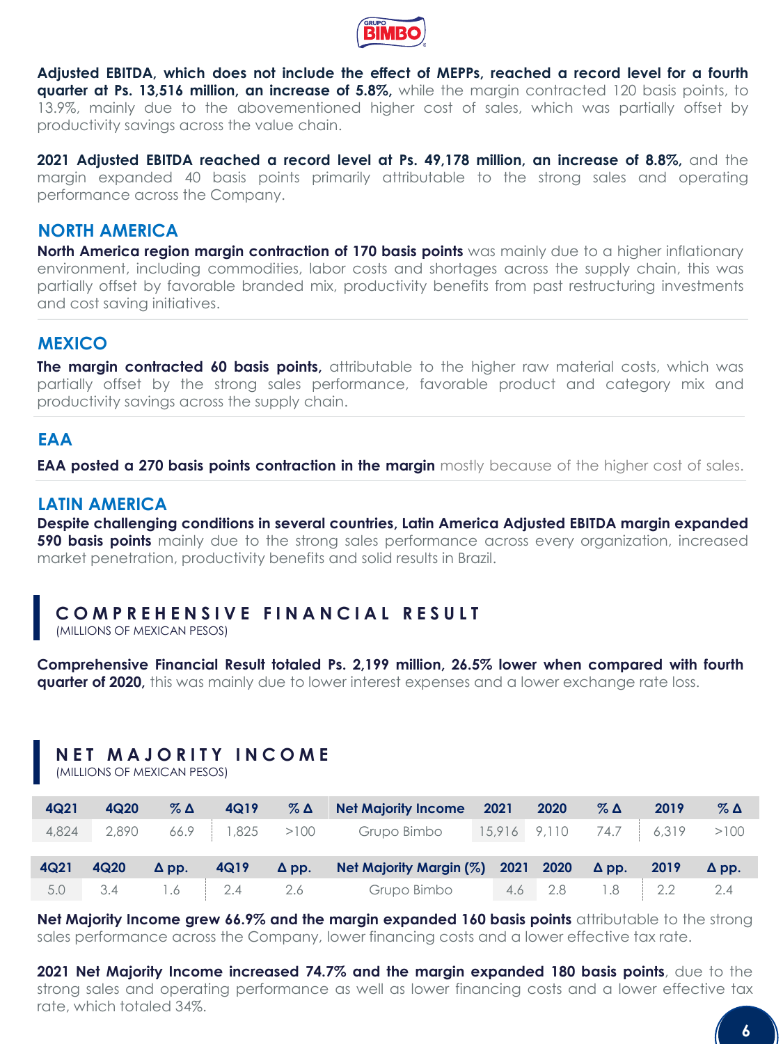**Adjusted EBITDA, which does not include the effect of MEPPs, reached a record level for a fourth quarter at Ps. 13,516 million, an increase of 5.8%,** while the margin contracted 120 basis points, to 13.9%, mainly due to the abovementioned higher cost of sales, which was partially offset by productivity savings across the value chain.

**2021 Adjusted EBITDA reached a record level at Ps. 49,178 million, an increase of 8.8%,** and the margin expanded 40 basis points primarily attributable to the strong sales and operating performance across the Company.

## NORTH AMERICA

**North America region margin contraction of 170 basis points** was mainly due to a higher inflationary environment, including commodities, labor costs and shortages across the supply chain, this was partially offset by favorable branded mix, productivity benefits from past restructuring investments and cost saving initiatives.

## MEXICO

**The margin contracted 60 basis points,** attributable to the higher raw material costs, which was partially offset by the strong sales performance, favorable product and category mix and productivity savings across the supply chain.

## EAA

**EAA posted a 270 basis points contraction in the margin** mostly because of the higher cost of sales.

## LATIN AMERICA

**Despite challenging conditions in several countries, Latin America Adjusted EBITDA margin expanded 590 basis points** mainly due to the strong sales performance across every organization, increased market penetration, productivity benefits and solid results in Brazil.

# COMPREHENSIVE FINANCIAL RESULT

(MILLIONS OF MEXICAN PESOS)

**Comprehensive Financial Result totaled Ps. 2,199 million, 26.5% lower when compared with fourth quarter of 2020,** this was mainly due to lower interest expenses and a lower exchange rate loss.

# NET MAJORITY INCOME

(MILLIONS OF MEXICAN PESOS)

| 4Q21 | 4Q20 | % Δ | 4Q19 | % Δ | Net Majority Income | 2021 | 2020 | % Δ | 2019 | % Δ |
|---|---|---|---|---|---|---|---|---|---|---|
| 4,824 | 2,890 | 66.9 | 1,825 | >100 | Grupo Bimbo | 15,916 | 9,110 | 74.7 | 6,319 | >100 |

| 4Q21 | 4Q20 | Δ pp. | 4Q19 | Δ pp. | Net Majority Margin (%) | 2021 | 2020 | Δ pp. | 2019 | Δ pp. |
|---|---|---|---|---|---|---|---|---|---|---|
| 5.0 | 3.4 | 1.6 | 2.4 | 2.6 | Grupo Bimbo | 4.6 | 2.8 | 1.8 | 2.2 | 2.4 |

**Net Majority Income grew 66.9% and the margin expanded 160 basis points** attributable to the strong sales performance across the Company, lower financing costs and a lower effective tax rate.

**2021 Net Majority Income increased 74.7% and the margin expanded 180 basis points**, due to the strong sales and operating performance as well as lower financing costs and a lower effective tax rate, which totaled 34%.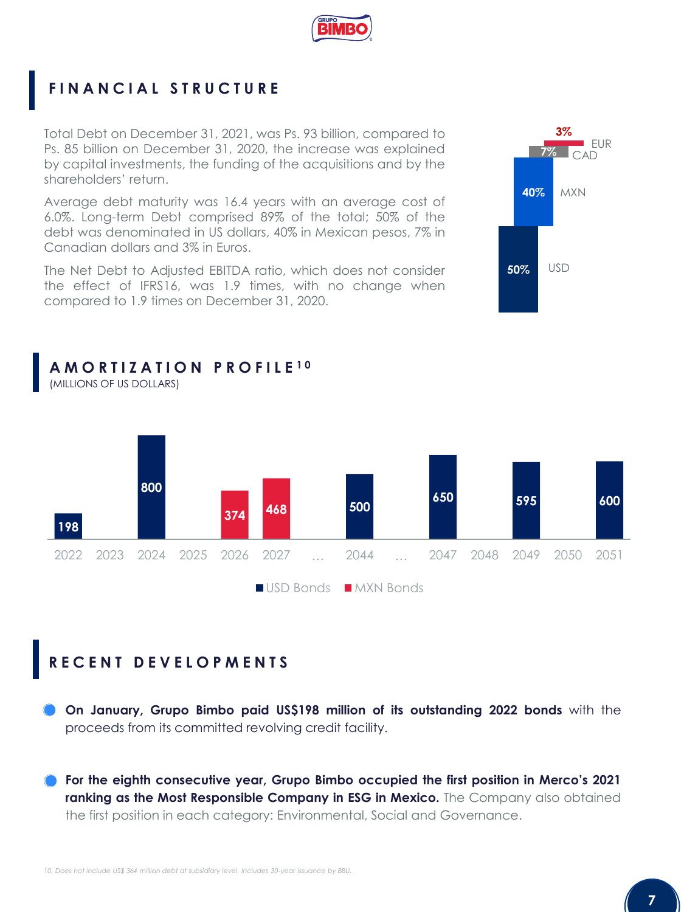## FINANCIAL STRUCTURE

Total Debt on December 31, 2021, was Ps. 93 billion, compared to Ps. 85 billion on December 31, 2020, the increase was explained by capital investments, the funding of the acquisitions and by the shareholders' return.

Average debt maturity was 16.4 years with an average cost of 6.0%. Long-term Debt comprised 89% of the total; 50% of the debt was denominated in US dollars, 40% in Mexican pesos, 7% in Canadian dollars and 3% in Euros.

The Net Debt to Adjusted EBITDA ratio, which does not consider the effect of IFRS16, was 1.9 times, with no change when compared to 1.9 times on December 31, 2020.

| Currency | % |
|---|---|
| EUR | 3% |
| CAD | 7% |
| MXN | 40% |
| USD | 50% |

## AMORTIZATION PROFILE[10]

(MILLIONS OF US DOLLARS)

| Year | USD Bonds | MXN Bonds |
|---|---|---|
| 2022 | 198 | |
| 2023 | | |
| 2024 | 800 | |
| 2025 | | |
| 2026 | | 374 |
| 2027 | | 468 |
| … | | |
| 2044 | 500 | |
| … | | |
| 2047 | 650 | |
| 2048 | | |
| 2049 | 595 | |
| 2050 | | |
| 2051 | 600 | |

## RECENT DEVELOPMENTS

- **On January, Grupo Bimbo paid US$198 million of its outstanding 2022 bonds** with the proceeds from its committed revolving credit facility.

- **For the eighth consecutive year, Grupo Bimbo occupied the first position in Merco's 2021 ranking as the Most Responsible Company in ESG in Mexico.** The Company also obtained the first position in each category: Environmental, Social and Governance.

*10. Does not include US$ 364 million debt at subsidiary level. Includes 30-year issuance by BBU.*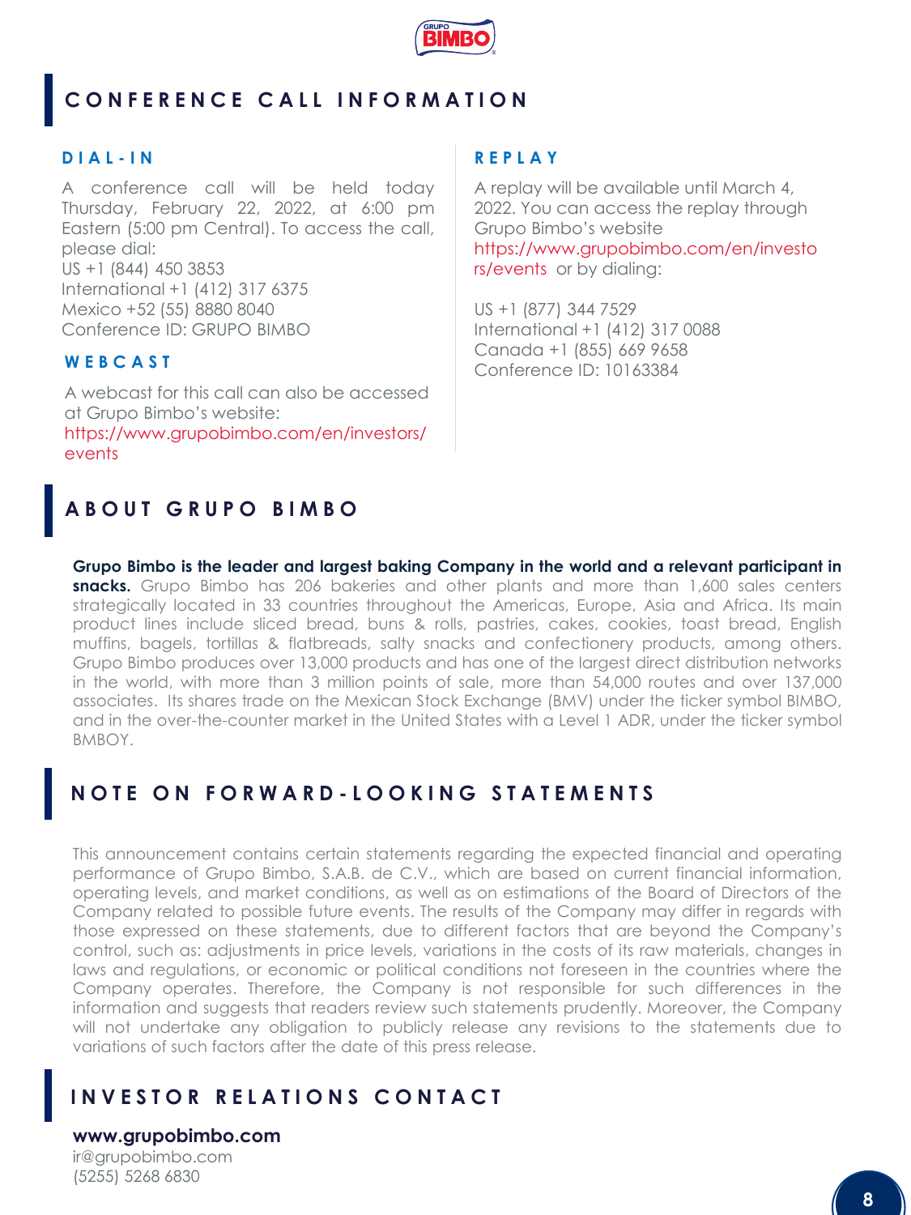## CONFERENCE CALL INFORMATION

### DIAL-IN

A conference call will be held today Thursday, February 22, 2022, at 6:00 pm Eastern (5:00 pm Central). To access the call, please dial:
US +1 (844) 450 3853
International +1 (412) 317 6375
Mexico +52 (55) 8880 8040
Conference ID: GRUPO BIMBO

### WEBCAST

A webcast for this call can also be accessed at Grupo Bimbo's website: https://www.grupobimbo.com/en/investors/events

### REPLAY

A replay will be available until March 4, 2022. You can access the replay through Grupo Bimbo's website https://www.grupobimbo.com/en/investors/events or by dialing:

US +1 (877) 344 7529
International +1 (412) 317 0088
Canada +1 (855) 669 9658
Conference ID: 10163384

## ABOUT GRUPO BIMBO

**Grupo Bimbo is the leader and largest baking Company in the world and a relevant participant in snacks.** Grupo Bimbo has 206 bakeries and other plants and more than 1,600 sales centers strategically located in 33 countries throughout the Americas, Europe, Asia and Africa. Its main product lines include sliced bread, buns & rolls, pastries, cakes, cookies, toast bread, English muffins, bagels, tortillas & flatbreads, salty snacks and confectionery products, among others. Grupo Bimbo produces over 13,000 products and has one of the largest direct distribution networks in the world, with more than 3 million points of sale, more than 54,000 routes and over 137,000 associates. Its shares trade on the Mexican Stock Exchange (BMV) under the ticker symbol BIMBO, and in the over-the-counter market in the United States with a Level 1 ADR, under the ticker symbol BMBOY.

## NOTE ON FORWARD-LOOKING STATEMENTS

This announcement contains certain statements regarding the expected financial and operating performance of Grupo Bimbo, S.A.B. de C.V., which are based on current financial information, operating levels, and market conditions, as well as on estimations of the Board of Directors of the Company related to possible future events. The results of the Company may differ in regards with those expressed on these statements, due to different factors that are beyond the Company's control, such as: adjustments in price levels, variations in the costs of its raw materials, changes in laws and regulations, or economic or political conditions not foreseen in the countries where the Company operates. Therefore, the Company is not responsible for such differences in the information and suggests that readers review such statements prudently. Moreover, the Company will not undertake any obligation to publicly release any revisions to the statements due to variations of such factors after the date of this press release.

## INVESTOR RELATIONS CONTACT

**www.grupobimbo.com**
ir@grupobimbo.com
(5255) 5268 6830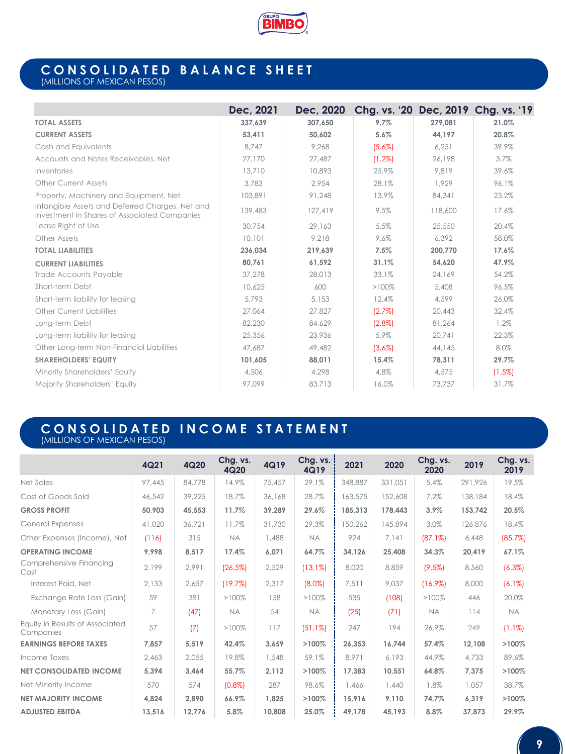# CONSOLIDATED BALANCE SHEET

(MILLIONS OF MEXICAN PESOS)

| | Dec, 2021 | Dec, 2020 | Chg. vs. '20 | Dec, 2019 | Chg. vs. '19 |
|---|---|---|---|---|---|
| **TOTAL ASSETS** | **337,639** | **307,650** | **9.7%** | **279,081** | **21.0%** |
| **CURRENT ASSETS** | **53,411** | **50,602** | **5.6%** | **44,197** | **20.8%** |
| Cash and Equivalents | 8,747 | 9,268 | (5.6%) | 6,251 | 39.9% |
| Accounts and Notes Receivables, Net | 27,170 | 27,487 | (1.2%) | 26,198 | 3.7% |
| Inventories | 13,710 | 10,893 | 25.9% | 9,819 | 39.6% |
| Other Current Assets | 3,783 | 2,954 | 28.1% | 1,929 | 96.1% |
| Property, Machinery and Equipment, Net | 103,891 | 91,248 | 13.9% | 84,341 | 23.2% |
| Intangible Assets and Deferred Charges, Net and Investment in Shares of Associated Companies | 139,483 | 127,419 | 9.5% | 118,600 | 17.6% |
| Lease Right of Use | 30,754 | 29,163 | 5.5% | 25,550 | 20.4% |
| Other Assets | 10,101 | 9,218 | 9.6% | 6,392 | 58.0% |
| **TOTAL LIABILITIES** | **236,034** | **219,639** | **7.5%** | **200,770** | **17.6%** |
| **CURRENT LIABILITIES** | **80,761** | **61,592** | **31.1%** | **54,620** | **47.9%** |
| Trade Accounts Payable | 37,278 | 28,013 | 33.1% | 24,169 | 54.2% |
| Short-term Debt | 10,625 | 600 | >100% | 5,408 | 96.5% |
| Short-term liability for leasing | 5,793 | 5,153 | 12.4% | 4,599 | 26.0% |
| Other Current Liabilities | 27,064 | 27,827 | (2.7%) | 20,443 | 32.4% |
| Long-term Debt | 82,230 | 84,629 | (2.8%) | 81,264 | 1.2% |
| Long-term liability for leasing | 25,356 | 23,936 | 5.9% | 20,741 | 22.3% |
| Other Long-term Non-Financial Liabilities | 47,687 | 49,482 | (3.6%) | 44,145 | 8.0% |
| **SHAREHOLDERS' EQUITY** | **101,605** | **88,011** | **15.4%** | **78,311** | **29.7%** |
| Minority Shareholders' Equity | 4,506 | 4,298 | 4.8% | 4,575 | (1.5%) |
| Majority Shareholders' Equity | 97,099 | 83,713 | 16.0% | 73,737 | 31.7% |

# CONSOLIDATED INCOME STATEMENT

(MILLIONS OF MEXICAN PESOS)

| | 4Q21 | 4Q20 | Chg. vs. 4Q20 | 4Q19 | Chg. vs. 4Q19 | 2021 | 2020 | Chg. vs. 2020 | 2019 | Chg. vs. 2019 |
|---|---|---|---|---|---|---|---|---|---|---|
| Net Sales | 97,445 | 84,778 | 14.9% | 75,457 | 29.1% | 348,887 | 331,051 | 5.4% | 291,926 | 19.5% |
| Cost of Goods Sold | 46,542 | 39,225 | 18.7% | 36,168 | 28.7% | 163,575 | 152,608 | 7.2% | 138,184 | 18.4% |
| **GROSS PROFIT** | **50,903** | **45,553** | **11.7%** | **39,289** | **29.6%** | **185,313** | **178,443** | **3.9%** | **153,742** | **20.5%** |
| General Expenses | 41,020 | 36,721 | 11.7% | 31,730 | 29.3% | 150,262 | 145,894 | 3.0% | 126,876 | 18.4% |
| Other Expenses (Income), Net | (116) | 315 | NA | 1,488 | NA | 924 | 7,141 | (87.1%) | 6,448 | (85.7%) |
| **OPERATING INCOME** | **9,998** | **8,517** | **17.4%** | **6,071** | **64.7%** | **34,126** | **25,408** | **34.3%** | **20,419** | **67.1%** |
| Comprehensive Financing Cost | 2,199 | 2,991 | (26.5%) | 2,529 | (13.1%) | 8,020 | 8,859 | (9.5%) | 8,560 | (6.3%) |
| Interest Paid, Net | 2,133 | 2,657 | (19.7%) | 2,317 | (8.0%) | 7,511 | 9,037 | (16.9%) | 8,000 | (6.1%) |
| Exchange Rate Loss (Gain) | 59 | 381 | >100% | 158 | >100% | 535 | (108) | >100% | 446 | 20.0% |
| Monetary Loss (Gain) | 7 | (47) | NA | 54 | NA | (25) | (71) | NA | 114 | NA |
| Equity in Results of Associated Companies | 57 | (7) | >100% | 117 | (51.1%) | 247 | 194 | 26.9% | 249 | (1.1%) |
| **EARNINGS BEFORE TAXES** | **7,857** | **5,519** | **42.4%** | **3,659** | **>100%** | **26,353** | **16,744** | **57.4%** | **12,108** | **>100%** |
| Income Taxes | 2,463 | 2,055 | 19.8% | 1,548 | 59.1% | 8,971 | 6,193 | 44.9% | 4,733 | 89.6% |
| **NET CONSOLIDATED INCOME** | **5,394** | **3,464** | **55.7%** | **2,112** | **>100%** | **17,383** | **10,551** | **64.8%** | **7,375** | **>100%** |
| Net Minority Income | 570 | 574 | (0.8%) | 287 | 98.6% | 1,466 | 1,440 | 1.8% | 1,057 | 38.7% |
| **NET MAJORITY INCOME** | **4,824** | **2,890** | **66.9%** | **1,825** | **>100%** | **15,916** | **9,110** | **74.7%** | **6,319** | **>100%** |
| **ADJUSTED EBITDA** | **13,516** | **12,776** | **5.8%** | **10,808** | **25.0%** | **49,178** | **45,193** | **8.8%** | **37,873** | **29.9%** |